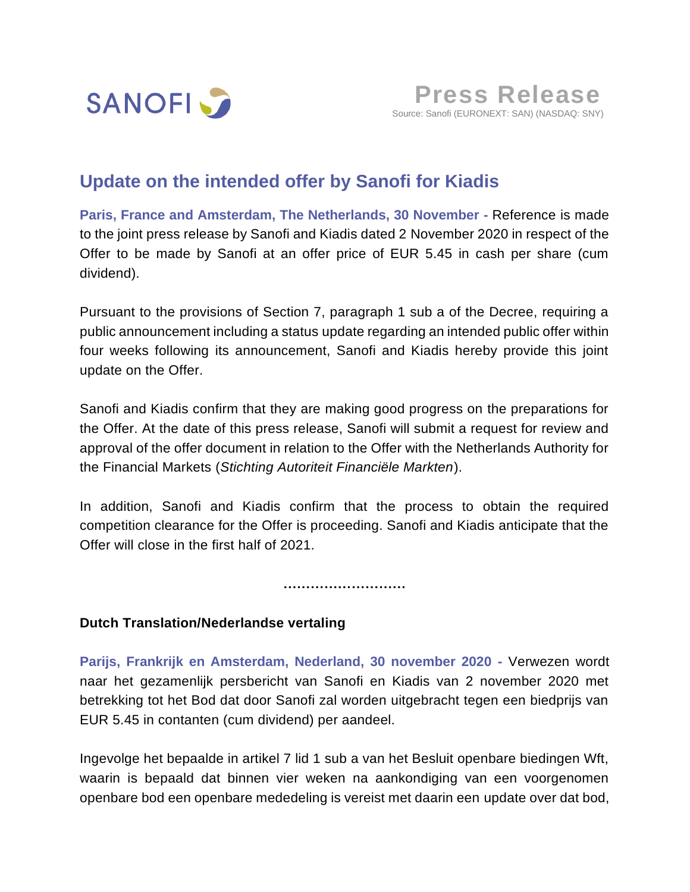SANOFI

**Press Release**

Source: Sanofi (EURONEXT: SAN) (NASDAQ: SNY)

# Update on the intended offer by Sanofi for Kiadis

**Paris, France and Amsterdam, The Netherlands, 30 November -** Reference is made to the joint press release by Sanofi and Kiadis dated 2 November 2020 in respect of the Offer to be made by Sanofi at an offer price of EUR 5.45 in cash per share (cum dividend).

Pursuant to the provisions of Section 7, paragraph 1 sub a of the Decree, requiring a public announcement including a status update regarding an intended public offer within four weeks following its announcement, Sanofi and Kiadis hereby provide this joint update on the Offer.

Sanofi and Kiadis confirm that they are making good progress on the preparations for the Offer. At the date of this press release, Sanofi will submit a request for review and approval of the offer document in relation to the Offer with the Netherlands Authority for the Financial Markets (*Stichting Autoriteit Financiële Markten*).

In addition, Sanofi and Kiadis confirm that the process to obtain the required competition clearance for the Offer is proceeding. Sanofi and Kiadis anticipate that the Offer will close in the first half of 2021.

..........................

**Dutch Translation/Nederlandse vertaling**

**Parijs, Frankrijk en Amsterdam, Nederland, 30 november 2020 -** Verwezen wordt naar het gezamenlijk persbericht van Sanofi en Kiadis van 2 november 2020 met betrekking tot het Bod dat door Sanofi zal worden uitgebracht tegen een biedprijs van EUR 5.45 in contanten (cum dividend) per aandeel.

Ingevolge het bepaalde in artikel 7 lid 1 sub a van het Besluit openbare biedingen Wft, waarin is bepaald dat binnen vier weken na aankondiging van een voorgenomen openbare bod een openbare mededeling is vereist met daarin een update over dat bod,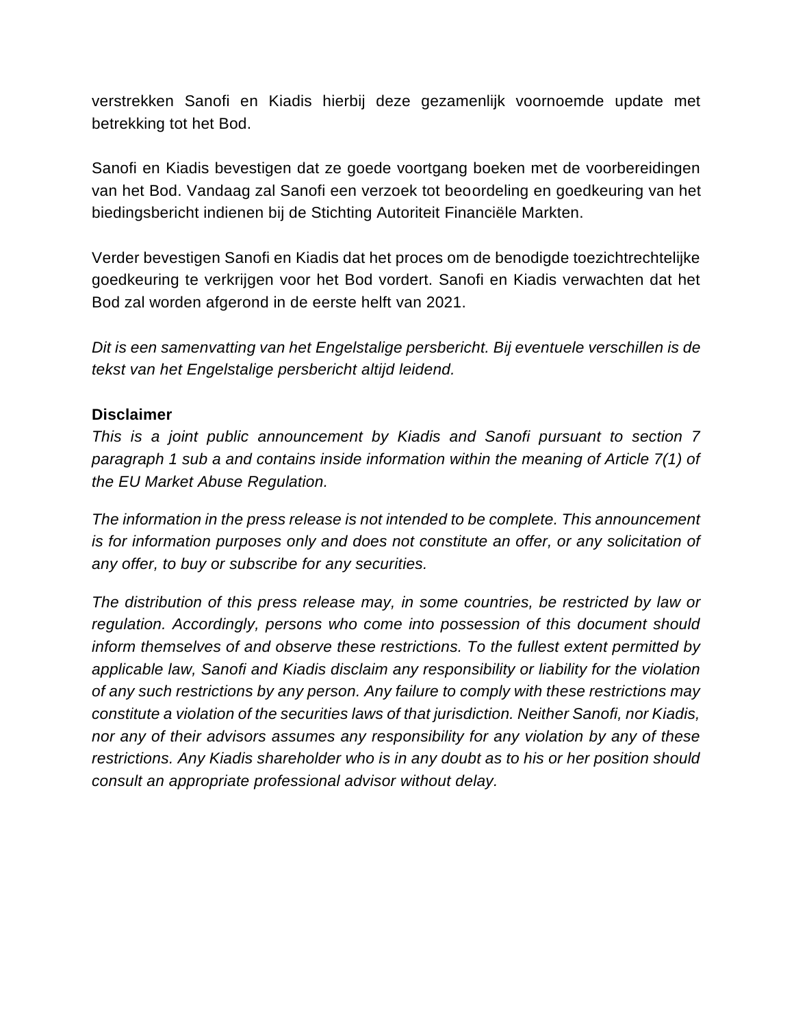verstrekken Sanofi en Kiadis hierbij deze gezamenlijk voornoemde update met betrekking tot het Bod.

Sanofi en Kiadis bevestigen dat ze goede voortgang boeken met de voorbereidingen van het Bod. Vandaag zal Sanofi een verzoek tot beoordeling en goedkeuring van het biedingsbericht indienen bij de Stichting Autoriteit Financiële Markten.

Verder bevestigen Sanofi en Kiadis dat het proces om de benodigde toezichtrechtelijke goedkeuring te verkrijgen voor het Bod vordert. Sanofi en Kiadis verwachten dat het Bod zal worden afgerond in de eerste helft van 2021.

*Dit is een samenvatting van het Engelstalige persbericht. Bij eventuele verschillen is de tekst van het Engelstalige persbericht altijd leidend.*

**Disclaimer**

*This is a joint public announcement by Kiadis and Sanofi pursuant to section 7 paragraph 1 sub a and contains inside information within the meaning of Article 7(1) of the EU Market Abuse Regulation.*

*The information in the press release is not intended to be complete. This announcement is for information purposes only and does not constitute an offer, or any solicitation of any offer, to buy or subscribe for any securities.*

*The distribution of this press release may, in some countries, be restricted by law or regulation. Accordingly, persons who come into possession of this document should inform themselves of and observe these restrictions. To the fullest extent permitted by applicable law, Sanofi and Kiadis disclaim any responsibility or liability for the violation of any such restrictions by any person. Any failure to comply with these restrictions may constitute a violation of the securities laws of that jurisdiction. Neither Sanofi, nor Kiadis, nor any of their advisors assumes any responsibility for any violation by any of these restrictions. Any Kiadis shareholder who is in any doubt as to his or her position should consult an appropriate professional advisor without delay.*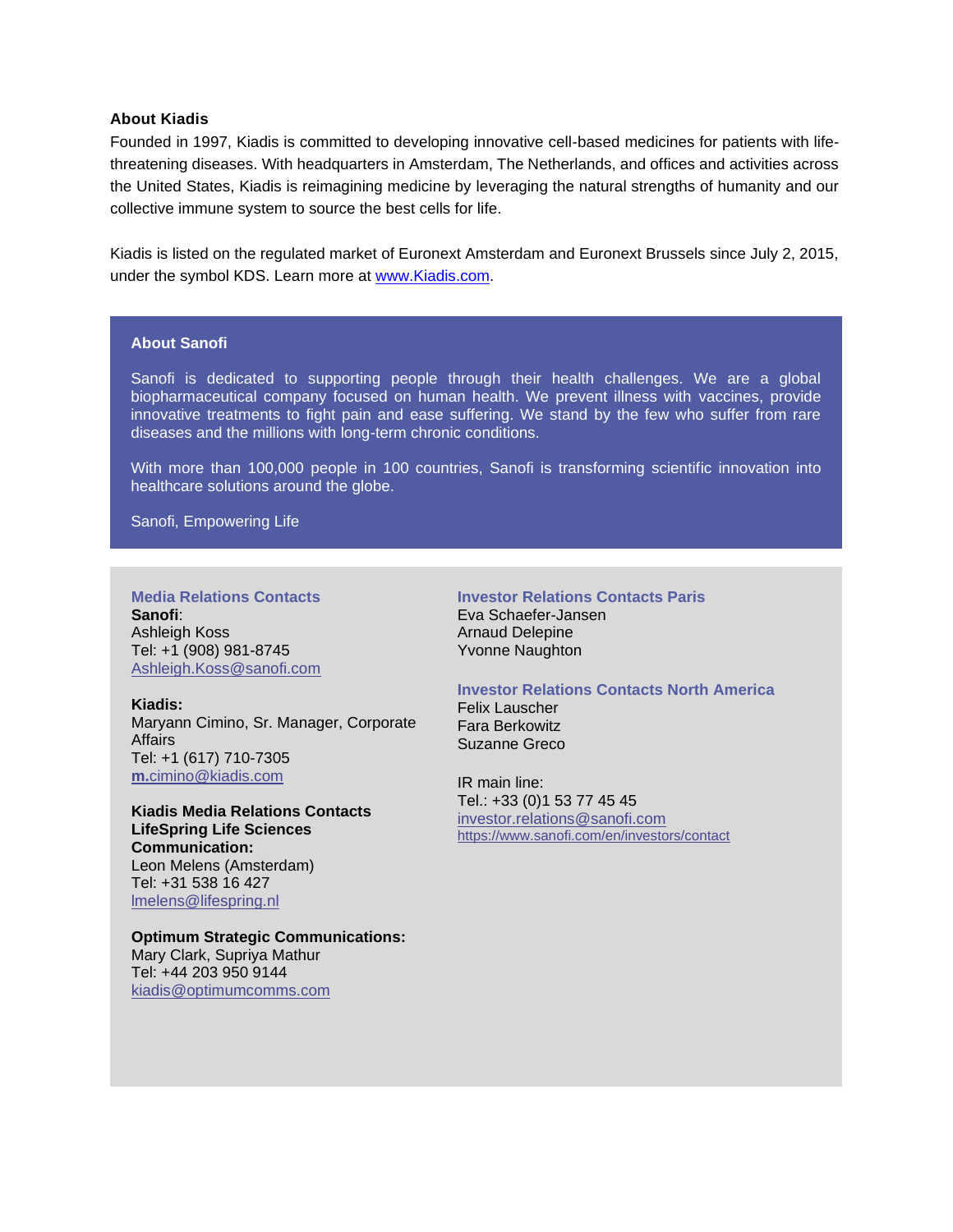**About Kiadis**

Founded in 1997, Kiadis is committed to developing innovative cell-based medicines for patients with life-threatening diseases. With headquarters in Amsterdam, The Netherlands, and offices and activities across the United States, Kiadis is reimagining medicine by leveraging the natural strengths of humanity and our collective immune system to source the best cells for life.

Kiadis is listed on the regulated market of Euronext Amsterdam and Euronext Brussels since July 2, 2015, under the symbol KDS. Learn more at www.Kiadis.com.

**About Sanofi**

Sanofi is dedicated to supporting people through their health challenges. We are a global biopharmaceutical company focused on human health. We prevent illness with vaccines, provide innovative treatments to fight pain and ease suffering. We stand by the few who suffer from rare diseases and the millions with long-term chronic conditions.

With more than 100,000 people in 100 countries, Sanofi is transforming scientific innovation into healthcare solutions around the globe.

Sanofi, Empowering Life

**Media Relations Contacts**

**Sanofi**:
Ashleigh Koss
Tel: +1 (908) 981-8745
Ashleigh.Koss@sanofi.com

**Kiadis:**
Maryann Cimino, Sr. Manager, Corporate Affairs
Tel: +1 (617) 710-7305
m.cimino@kiadis.com

**Kiadis Media Relations Contacts LifeSpring Life Sciences Communication:**
Leon Melens (Amsterdam)
Tel: +31 538 16 427
lmelens@lifespring.nl

**Optimum Strategic Communications:**
Mary Clark, Supriya Mathur
Tel: +44 203 950 9144
kiadis@optimumcomms.com

**Investor Relations Contacts Paris**
Eva Schaefer-Jansen
Arnaud Delepine
Yvonne Naughton

**Investor Relations Contacts North America**
Felix Lauscher
Fara Berkowitz
Suzanne Greco

IR main line:
Tel.: +33 (0)1 53 77 45 45
investor.relations@sanofi.com
https://www.sanofi.com/en/investors/contact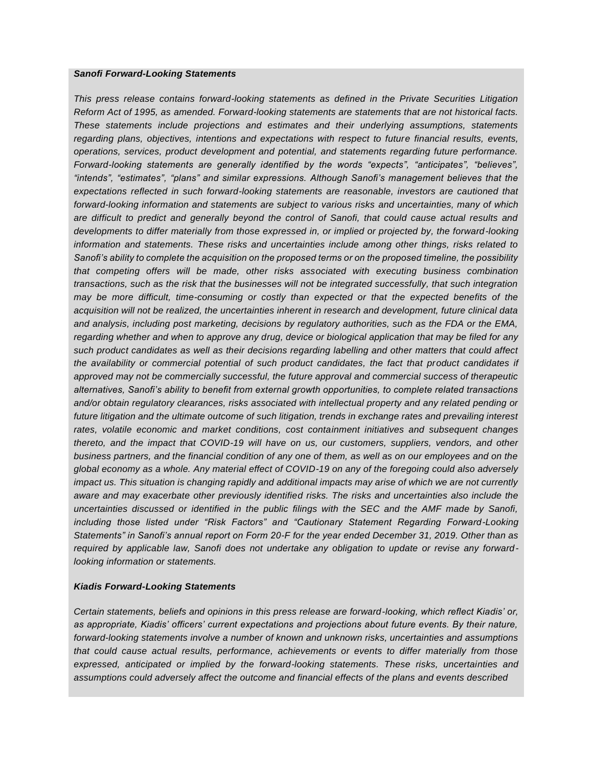***Sanofi Forward-Looking Statements***

*This press release contains forward-looking statements as defined in the Private Securities Litigation Reform Act of 1995, as amended. Forward-looking statements are statements that are not historical facts. These statements include projections and estimates and their underlying assumptions, statements regarding plans, objectives, intentions and expectations with respect to future financial results, events, operations, services, product development and potential, and statements regarding future performance. Forward-looking statements are generally identified by the words “expects”, “anticipates”, “believes”, “intends”, “estimates”, “plans” and similar expressions. Although Sanofi’s management believes that the expectations reflected in such forward-looking statements are reasonable, investors are cautioned that forward-looking information and statements are subject to various risks and uncertainties, many of which are difficult to predict and generally beyond the control of Sanofi, that could cause actual results and developments to differ materially from those expressed in, or implied or projected by, the forward-looking information and statements. These risks and uncertainties include among other things, risks related to Sanofi’s ability to complete the acquisition on the proposed terms or on the proposed timeline, the possibility that competing offers will be made, other risks associated with executing business combination transactions, such as the risk that the businesses will not be integrated successfully, that such integration may be more difficult, time-consuming or costly than expected or that the expected benefits of the acquisition will not be realized, the uncertainties inherent in research and development, future clinical data and analysis, including post marketing, decisions by regulatory authorities, such as the FDA or the EMA, regarding whether and when to approve any drug, device or biological application that may be filed for any such product candidates as well as their decisions regarding labelling and other matters that could affect the availability or commercial potential of such product candidates, the fact that product candidates if approved may not be commercially successful, the future approval and commercial success of therapeutic alternatives, Sanofi’s ability to benefit from external growth opportunities, to complete related transactions and/or obtain regulatory clearances, risks associated with intellectual property and any related pending or future litigation and the ultimate outcome of such litigation, trends in exchange rates and prevailing interest rates, volatile economic and market conditions, cost containment initiatives and subsequent changes thereto, and the impact that COVID-19 will have on us, our customers, suppliers, vendors, and other business partners, and the financial condition of any one of them, as well as on our employees and on the global economy as a whole. Any material effect of COVID-19 on any of the foregoing could also adversely impact us. This situation is changing rapidly and additional impacts may arise of which we are not currently aware and may exacerbate other previously identified risks. The risks and uncertainties also include the uncertainties discussed or identified in the public filings with the SEC and the AMF made by Sanofi, including those listed under “Risk Factors” and “Cautionary Statement Regarding Forward-Looking Statements” in Sanofi’s annual report on Form 20-F for the year ended December 31, 2019. Other than as required by applicable law, Sanofi does not undertake any obligation to update or revise any forward-looking information or statements.*

***Kiadis Forward-Looking Statements***

*Certain statements, beliefs and opinions in this press release are forward-looking, which reflect Kiadis’ or, as appropriate, Kiadis’ officers’ current expectations and projections about future events. By their nature, forward-looking statements involve a number of known and unknown risks, uncertainties and assumptions that could cause actual results, performance, achievements or events to differ materially from those expressed, anticipated or implied by the forward-looking statements. These risks, uncertainties and assumptions could adversely affect the outcome and financial effects of the plans and events described*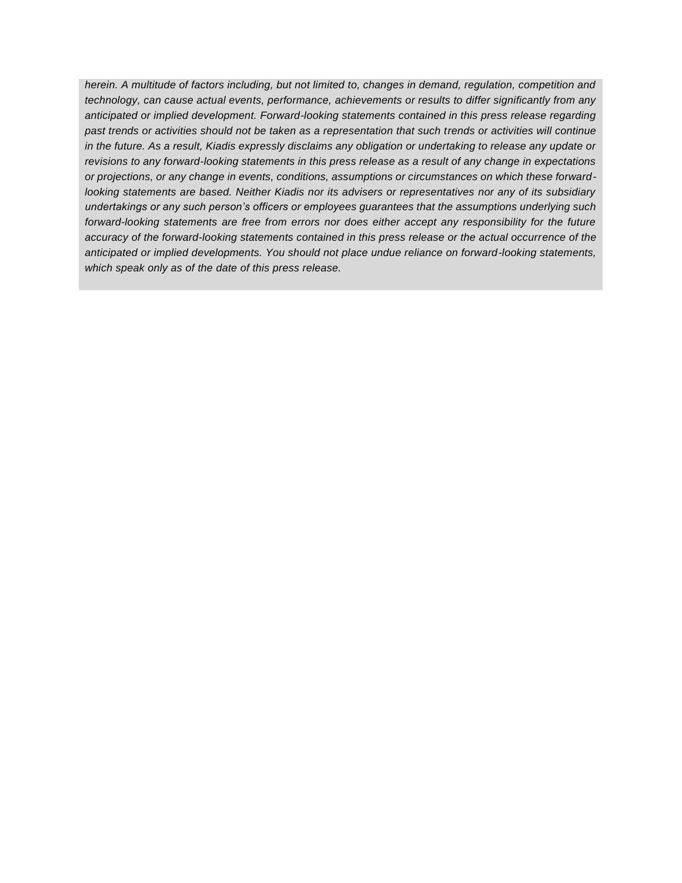*herein. A multitude of factors including, but not limited to, changes in demand, regulation, competition and technology, can cause actual events, performance, achievements or results to differ significantly from any anticipated or implied development. Forward-looking statements contained in this press release regarding past trends or activities should not be taken as a representation that such trends or activities will continue in the future. As a result, Kiadis expressly disclaims any obligation or undertaking to release any update or revisions to any forward-looking statements in this press release as a result of any change in expectations or projections, or any change in events, conditions, assumptions or circumstances on which these forward-looking statements are based. Neither Kiadis nor its advisers or representatives nor any of its subsidiary undertakings or any such person's officers or employees guarantees that the assumptions underlying such forward-looking statements are free from errors nor does either accept any responsibility for the future accuracy of the forward-looking statements contained in this press release or the actual occurrence of the anticipated or implied developments. You should not place undue reliance on forward-looking statements, which speak only as of the date of this press release.*